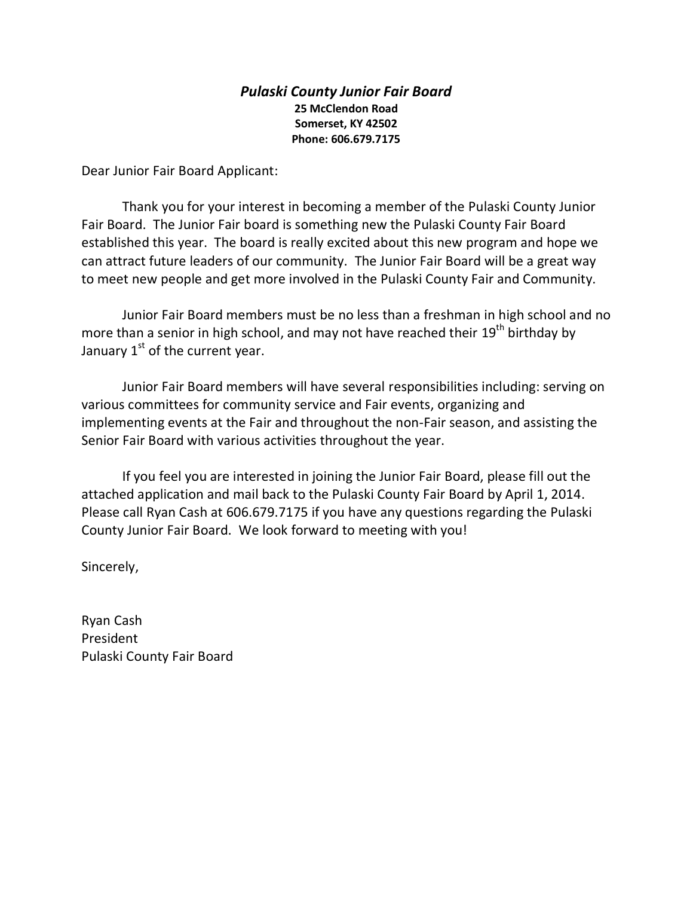***Pulaski County Junior Fair Board***

**25 McClendon Road**
**Somerset, KY 42502**
**Phone: 606.679.7175**

Dear Junior Fair Board Applicant:

Thank you for your interest in becoming a member of the Pulaski County Junior Fair Board. The Junior Fair board is something new the Pulaski County Fair Board established this year. The board is really excited about this new program and hope we can attract future leaders of our community. The Junior Fair Board will be a great way to meet new people and get more involved in the Pulaski County Fair and Community.

Junior Fair Board members must be no less than a freshman in high school and no more than a senior in high school, and may not have reached their 19th birthday by January 1st of the current year.

Junior Fair Board members will have several responsibilities including: serving on various committees for community service and Fair events, organizing and implementing events at the Fair and throughout the non-Fair season, and assisting the Senior Fair Board with various activities throughout the year.

If you feel you are interested in joining the Junior Fair Board, please fill out the attached application and mail back to the Pulaski County Fair Board by April 1, 2014. Please call Ryan Cash at 606.679.7175 if you have any questions regarding the Pulaski County Junior Fair Board. We look forward to meeting with you!

Sincerely,

Ryan Cash
President
Pulaski County Fair Board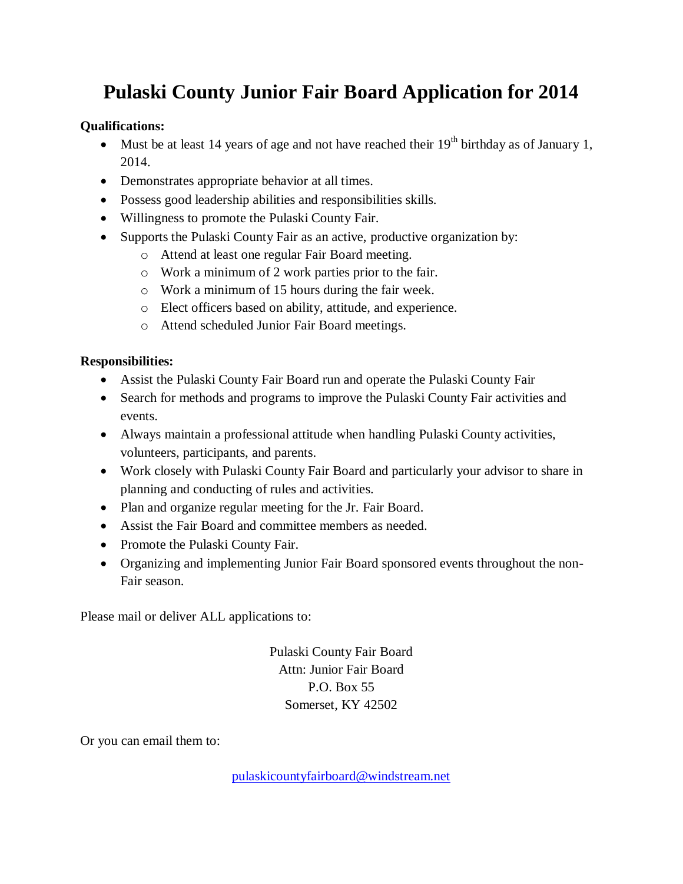# Pulaski County Junior Fair Board Application for 2014

**Qualifications:**

- Must be at least 14 years of age and not have reached their $19^{th}$ birthday as of January 1, 2014.
- Demonstrates appropriate behavior at all times.
- Possess good leadership abilities and responsibilities skills.
- Willingness to promote the Pulaski County Fair.
- Supports the Pulaski County Fair as an active, productive organization by:
  - Attend at least one regular Fair Board meeting.
  - Work a minimum of 2 work parties prior to the fair.
  - Work a minimum of 15 hours during the fair week.
  - Elect officers based on ability, attitude, and experience.
  - Attend scheduled Junior Fair Board meetings.

**Responsibilities:**

- Assist the Pulaski County Fair Board run and operate the Pulaski County Fair
- Search for methods and programs to improve the Pulaski County Fair activities and events.
- Always maintain a professional attitude when handling Pulaski County activities, volunteers, participants, and parents.
- Work closely with Pulaski County Fair Board and particularly your advisor to share in planning and conducting of rules and activities.
- Plan and organize regular meeting for the Jr. Fair Board.
- Assist the Fair Board and committee members as needed.
- Promote the Pulaski County Fair.
- Organizing and implementing Junior Fair Board sponsored events throughout the non-Fair season.

Please mail or deliver ALL applications to:

Pulaski County Fair Board
Attn: Junior Fair Board
P.O. Box 55
Somerset, KY 42502

Or you can email them to:

pulaskicountyfairboard@windstream.net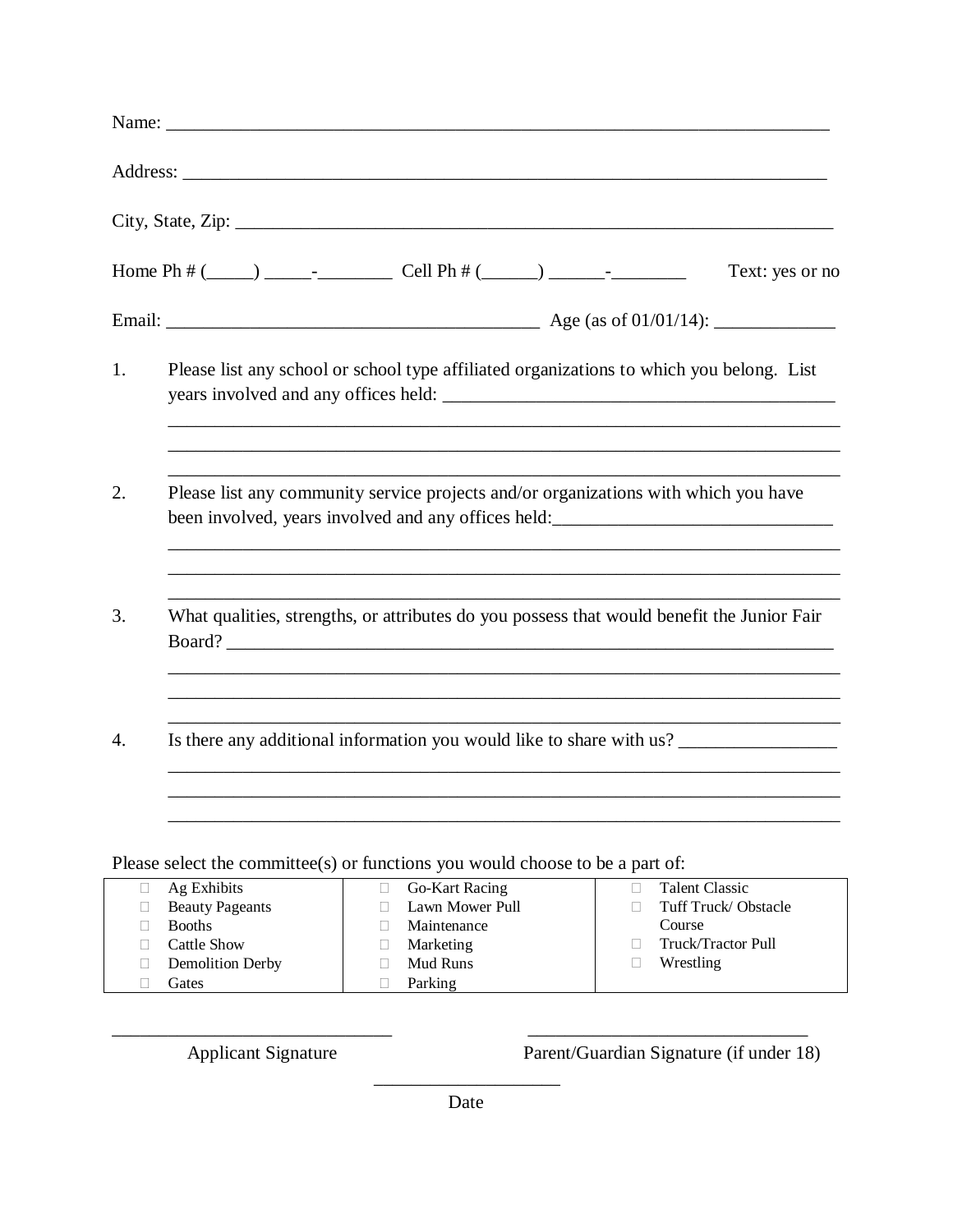Name: ___________________________________________________________________________

Address: _________________________________________________________________________

City, State, Zip: __________________________________________________________________

Home Ph # (_____) _____-________ Cell Ph # (______) ______-________ Text: yes or no

Email: ________________________________________ Age (as of 01/01/14): _____________

1. Please list any school or school type affiliated organizations to which you belong. List years involved and any offices held: ___________________________________________
___________________________________________________________________________
___________________________________________________________________________
___________________________________________________________________________

2. Please list any community service projects and/or organizations with which you have been involved, years involved and any offices held:______________________________
___________________________________________________________________________
___________________________________________________________________________
___________________________________________________________________________

3. What qualities, strengths, or attributes do you possess that would benefit the Junior Fair Board? __________________________________________________________________
___________________________________________________________________________
___________________________________________________________________________
___________________________________________________________________________

4. Is there any additional information you would like to share with us? _________________
___________________________________________________________________________
___________________________________________________________________________
___________________________________________________________________________

Please select the committee(s) or functions you would choose to be a part of:

| | | |
|---|---|---|
| ☐ Ag Exhibits<br>☐ Beauty Pageants<br>☐ Booths<br>☐ Cattle Show<br>☐ Demolition Derby<br>☐ Gates | ☐ Go-Kart Racing<br>☐ Lawn Mower Pull<br>☐ Maintenance<br>☐ Marketing<br>☐ Mud Runs<br>☐ Parking | ☐ Talent Classic<br>☐ Tuff Truck/ Obstacle Course<br>☐ Truck/Tractor Pull<br>☐ Wrestling |

______________________________ ______________________________

Applicant Signature Parent/Guardian Signature (if under 18)

____________________

Date